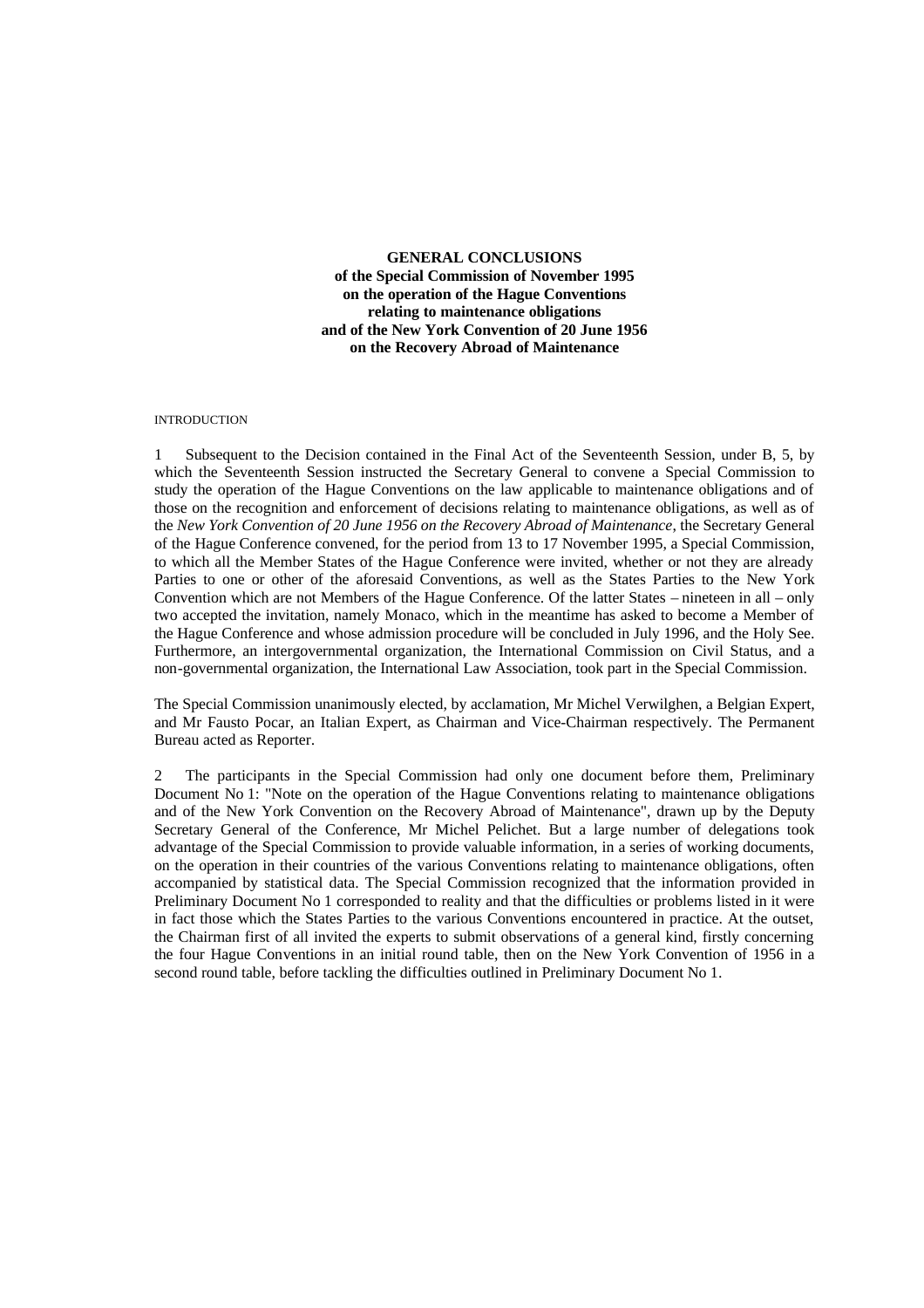# GENERAL CONCLUSIONS
**of the Special Commission of November 1995**
**on the operation of the Hague Conventions**
**relating to maintenance obligations**
**and of the New York Convention of 20 June 1956**
**on the Recovery Abroad of Maintenance**

INTRODUCTION

1 Subsequent to the Decision contained in the Final Act of the Seventeenth Session, under B, 5, by which the Seventeenth Session instructed the Secretary General to convene a Special Commission to study the operation of the Hague Conventions on the law applicable to maintenance obligations and of those on the recognition and enforcement of decisions relating to maintenance obligations, as well as of the *New York Convention of 20 June 1956 on the Recovery Abroad of Maintenance*, the Secretary General of the Hague Conference convened, for the period from 13 to 17 November 1995, a Special Commission, to which all the Member States of the Hague Conference were invited, whether or not they are already Parties to one or other of the aforesaid Conventions, as well as the States Parties to the New York Convention which are not Members of the Hague Conference. Of the latter States – nineteen in all – only two accepted the invitation, namely Monaco, which in the meantime has asked to become a Member of the Hague Conference and whose admission procedure will be concluded in July 1996, and the Holy See. Furthermore, an intergovernmental organization, the International Commission on Civil Status, and a non-governmental organization, the International Law Association, took part in the Special Commission.

The Special Commission unanimously elected, by acclamation, Mr Michel Verwilghen, a Belgian Expert, and Mr Fausto Pocar, an Italian Expert, as Chairman and Vice-Chairman respectively. The Permanent Bureau acted as Reporter.

2 The participants in the Special Commission had only one document before them, Preliminary Document No 1: "Note on the operation of the Hague Conventions relating to maintenance obligations and of the New York Convention on the Recovery Abroad of Maintenance", drawn up by the Deputy Secretary General of the Conference, Mr Michel Pelichet. But a large number of delegations took advantage of the Special Commission to provide valuable information, in a series of working documents, on the operation in their countries of the various Conventions relating to maintenance obligations, often accompanied by statistical data. The Special Commission recognized that the information provided in Preliminary Document No 1 corresponded to reality and that the difficulties or problems listed in it were in fact those which the States Parties to the various Conventions encountered in practice. At the outset, the Chairman first of all invited the experts to submit observations of a general kind, firstly concerning the four Hague Conventions in an initial round table, then on the New York Convention of 1956 in a second round table, before tackling the difficulties outlined in Preliminary Document No 1.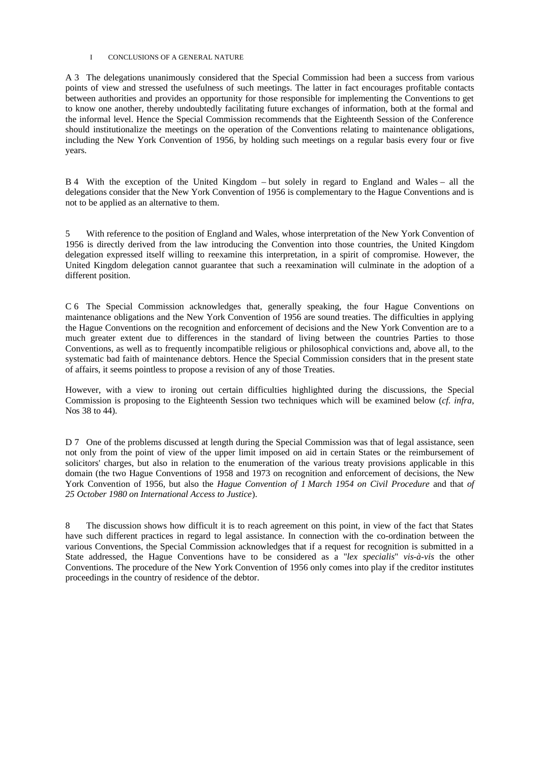## I CONCLUSIONS OF A GENERAL NATURE

A 3 The delegations unanimously considered that the Special Commission had been a success from various points of view and stressed the usefulness of such meetings. The latter in fact encourages profitable contacts between authorities and provides an opportunity for those responsible for implementing the Conventions to get to know one another, thereby undoubtedly facilitating future exchanges of information, both at the formal and the informal level. Hence the Special Commission recommends that the Eighteenth Session of the Conference should institutionalize the meetings on the operation of the Conventions relating to maintenance obligations, including the New York Convention of 1956, by holding such meetings on a regular basis every four or five years.

B 4 With the exception of the United Kingdom – but solely in regard to England and Wales – all the delegations consider that the New York Convention of 1956 is complementary to the Hague Conventions and is not to be applied as an alternative to them.

5 With reference to the position of England and Wales, whose interpretation of the New York Convention of 1956 is directly derived from the law introducing the Convention into those countries, the United Kingdom delegation expressed itself willing to reexamine this interpretation, in a spirit of compromise. However, the United Kingdom delegation cannot guarantee that such a reexamination will culminate in the adoption of a different position.

C 6 The Special Commission acknowledges that, generally speaking, the four Hague Conventions on maintenance obligations and the New York Convention of 1956 are sound treaties. The difficulties in applying the Hague Conventions on the recognition and enforcement of decisions and the New York Convention are to a much greater extent due to differences in the standard of living between the countries Parties to those Conventions, as well as to frequently incompatible religious or philosophical convictions and, above all, to the systematic bad faith of maintenance debtors. Hence the Special Commission considers that in the present state of affairs, it seems pointless to propose a revision of any of those Treaties.

However, with a view to ironing out certain difficulties highlighted during the discussions, the Special Commission is proposing to the Eighteenth Session two techniques which will be examined below (*cf. infra*, Nos 38 to 44).

D 7 One of the problems discussed at length during the Special Commission was that of legal assistance, seen not only from the point of view of the upper limit imposed on aid in certain States or the reimbursement of solicitors' charges, but also in relation to the enumeration of the various treaty provisions applicable in this domain (the two Hague Conventions of 1958 and 1973 on recognition and enforcement of decisions, the New York Convention of 1956, but also the *Hague Convention of 1 March 1954 on Civil Procedure* and that *of 25 October 1980 on International Access to Justice*).

8 The discussion shows how difficult it is to reach agreement on this point, in view of the fact that States have such different practices in regard to legal assistance. In connection with the co-ordination between the various Conventions, the Special Commission acknowledges that if a request for recognition is submitted in a State addressed, the Hague Conventions have to be considered as a "*lex specialis*" *vis-à-vis* the other Conventions. The procedure of the New York Convention of 1956 only comes into play if the creditor institutes proceedings in the country of residence of the debtor.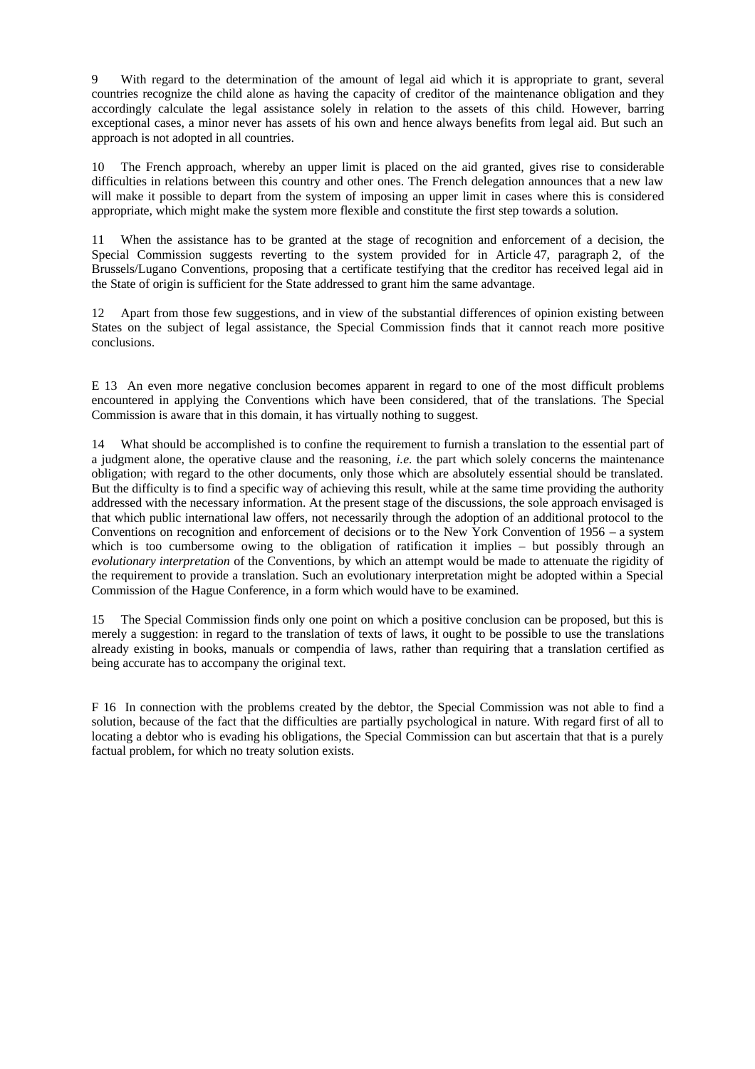9 With regard to the determination of the amount of legal aid which it is appropriate to grant, several countries recognize the child alone as having the capacity of creditor of the maintenance obligation and they accordingly calculate the legal assistance solely in relation to the assets of this child. However, barring exceptional cases, a minor never has assets of his own and hence always benefits from legal aid. But such an approach is not adopted in all countries.

10 The French approach, whereby an upper limit is placed on the aid granted, gives rise to considerable difficulties in relations between this country and other ones. The French delegation announces that a new law will make it possible to depart from the system of imposing an upper limit in cases where this is considered appropriate, which might make the system more flexible and constitute the first step towards a solution.

11 When the assistance has to be granted at the stage of recognition and enforcement of a decision, the Special Commission suggests reverting to the system provided for in Article 47, paragraph 2, of the Brussels/Lugano Conventions, proposing that a certificate testifying that the creditor has received legal aid in the State of origin is sufficient for the State addressed to grant him the same advantage.

12 Apart from those few suggestions, and in view of the substantial differences of opinion existing between States on the subject of legal assistance, the Special Commission finds that it cannot reach more positive conclusions.

E 13 An even more negative conclusion becomes apparent in regard to one of the most difficult problems encountered in applying the Conventions which have been considered, that of the translations. The Special Commission is aware that in this domain, it has virtually nothing to suggest.

14 What should be accomplished is to confine the requirement to furnish a translation to the essential part of a judgment alone, the operative clause and the reasoning, *i.e.* the part which solely concerns the maintenance obligation; with regard to the other documents, only those which are absolutely essential should be translated. But the difficulty is to find a specific way of achieving this result, while at the same time providing the authority addressed with the necessary information. At the present stage of the discussions, the sole approach envisaged is that which public international law offers, not necessarily through the adoption of an additional protocol to the Conventions on recognition and enforcement of decisions or to the New York Convention of 1956 – a system which is too cumbersome owing to the obligation of ratification it implies – but possibly through an *evolutionary interpretation* of the Conventions, by which an attempt would be made to attenuate the rigidity of the requirement to provide a translation. Such an evolutionary interpretation might be adopted within a Special Commission of the Hague Conference, in a form which would have to be examined.

15 The Special Commission finds only one point on which a positive conclusion can be proposed, but this is merely a suggestion: in regard to the translation of texts of laws, it ought to be possible to use the translations already existing in books, manuals or compendia of laws, rather than requiring that a translation certified as being accurate has to accompany the original text.

F 16 In connection with the problems created by the debtor, the Special Commission was not able to find a solution, because of the fact that the difficulties are partially psychological in nature. With regard first of all to locating a debtor who is evading his obligations, the Special Commission can but ascertain that that is a purely factual problem, for which no treaty solution exists.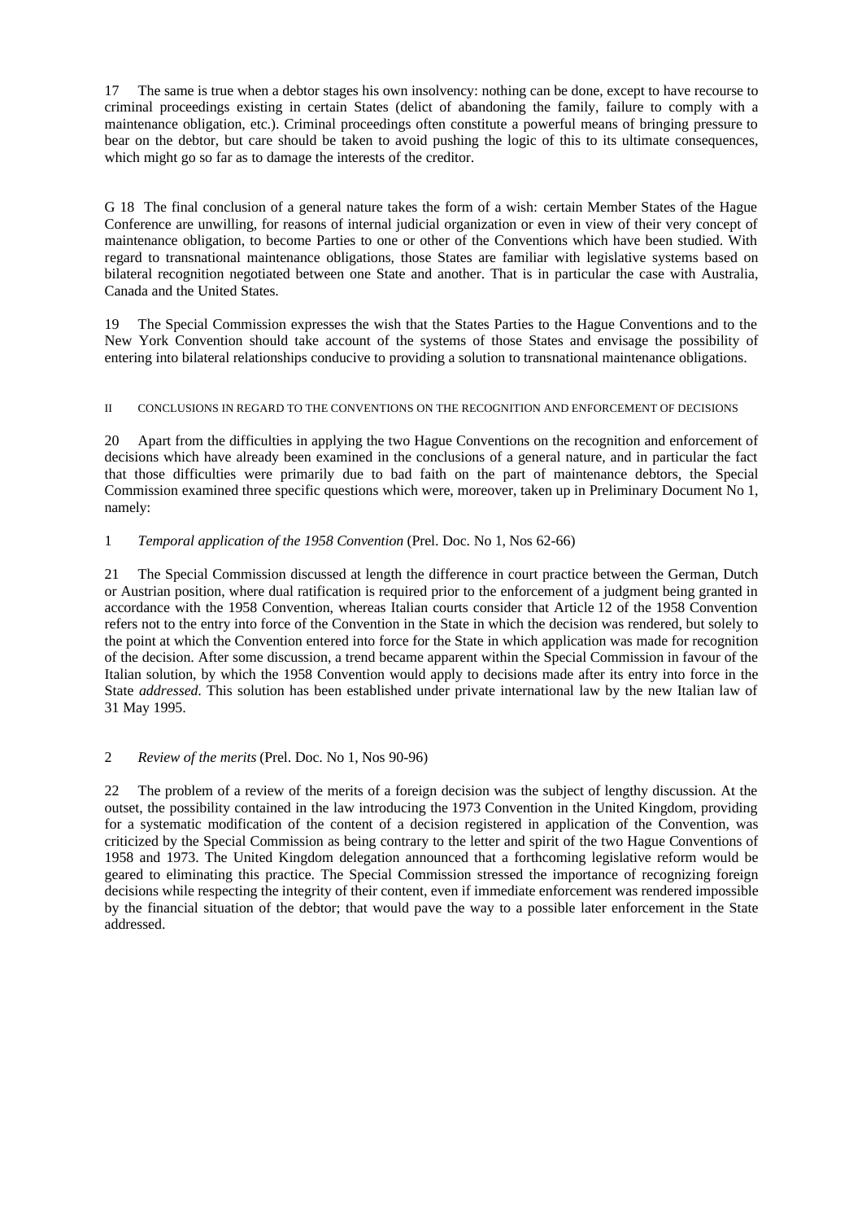17 The same is true when a debtor stages his own insolvency: nothing can be done, except to have recourse to criminal proceedings existing in certain States (delict of abandoning the family, failure to comply with a maintenance obligation, etc.). Criminal proceedings often constitute a powerful means of bringing pressure to bear on the debtor, but care should be taken to avoid pushing the logic of this to its ultimate consequences, which might go so far as to damage the interests of the creditor.

G 18 The final conclusion of a general nature takes the form of a wish: certain Member States of the Hague Conference are unwilling, for reasons of internal judicial organization or even in view of their very concept of maintenance obligation, to become Parties to one or other of the Conventions which have been studied. With regard to transnational maintenance obligations, those States are familiar with legislative systems based on bilateral recognition negotiated between one State and another. That is in particular the case with Australia, Canada and the United States.

19 The Special Commission expresses the wish that the States Parties to the Hague Conventions and to the New York Convention should take account of the systems of those States and envisage the possibility of entering into bilateral relationships conducive to providing a solution to transnational maintenance obligations.

## II CONCLUSIONS IN REGARD TO THE CONVENTIONS ON THE RECOGNITION AND ENFORCEMENT OF DECISIONS

20 Apart from the difficulties in applying the two Hague Conventions on the recognition and enforcement of decisions which have already been examined in the conclusions of a general nature, and in particular the fact that those difficulties were primarily due to bad faith on the part of maintenance debtors, the Special Commission examined three specific questions which were, moreover, taken up in Preliminary Document No 1, namely:

### 1 *Temporal application of the 1958 Convention* (Prel. Doc. No 1, Nos 62-66)

21 The Special Commission discussed at length the difference in court practice between the German, Dutch or Austrian position, where dual ratification is required prior to the enforcement of a judgment being granted in accordance with the 1958 Convention, whereas Italian courts consider that Article 12 of the 1958 Convention refers not to the entry into force of the Convention in the State in which the decision was rendered, but solely to the point at which the Convention entered into force for the State in which application was made for recognition of the decision. After some discussion, a trend became apparent within the Special Commission in favour of the Italian solution, by which the 1958 Convention would apply to decisions made after its entry into force in the State *addressed*. This solution has been established under private international law by the new Italian law of 31 May 1995.

### 2 *Review of the merits* (Prel. Doc. No 1, Nos 90-96)

22 The problem of a review of the merits of a foreign decision was the subject of lengthy discussion. At the outset, the possibility contained in the law introducing the 1973 Convention in the United Kingdom, providing for a systematic modification of the content of a decision registered in application of the Convention, was criticized by the Special Commission as being contrary to the letter and spirit of the two Hague Conventions of 1958 and 1973. The United Kingdom delegation announced that a forthcoming legislative reform would be geared to eliminating this practice. The Special Commission stressed the importance of recognizing foreign decisions while respecting the integrity of their content, even if immediate enforcement was rendered impossible by the financial situation of the debtor; that would pave the way to a possible later enforcement in the State addressed.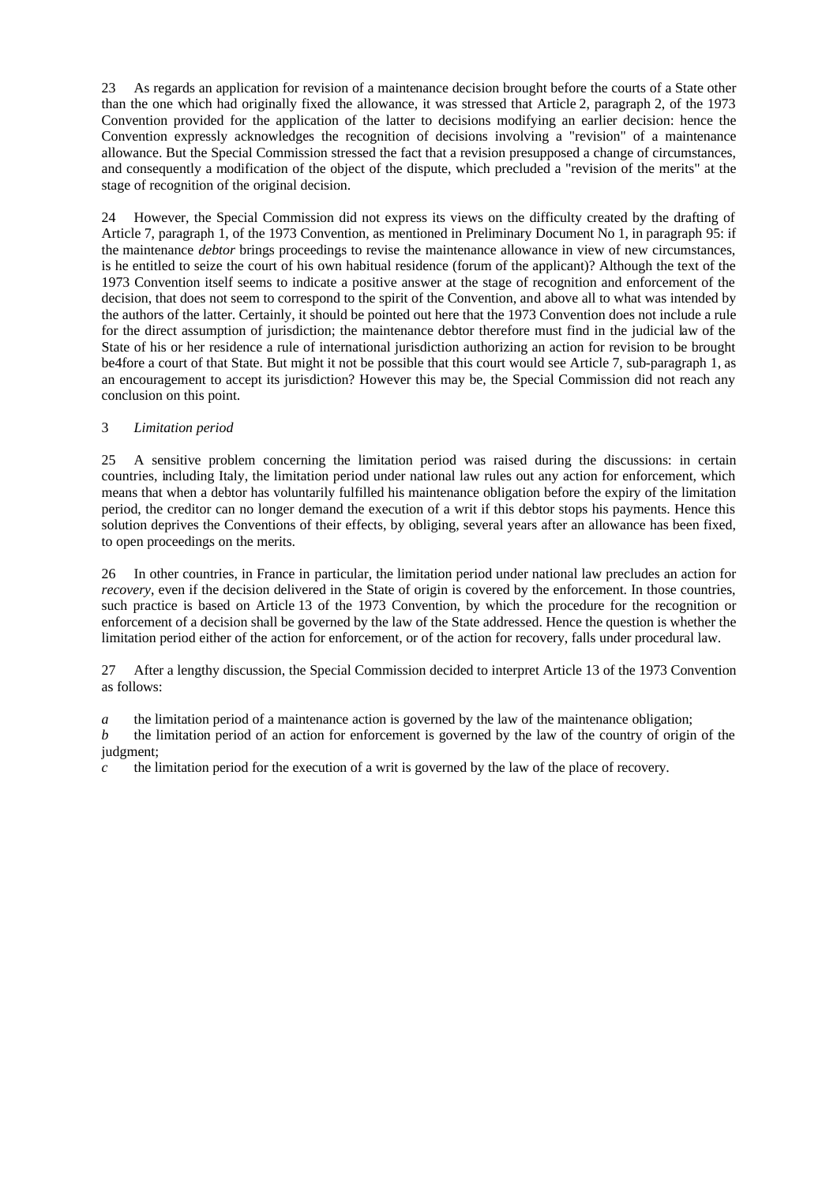23 As regards an application for revision of a maintenance decision brought before the courts of a State other than the one which had originally fixed the allowance, it was stressed that Article 2, paragraph 2, of the 1973 Convention provided for the application of the latter to decisions modifying an earlier decision: hence the Convention expressly acknowledges the recognition of decisions involving a "revision" of a maintenance allowance. But the Special Commission stressed the fact that a revision presupposed a change of circumstances, and consequently a modification of the object of the dispute, which precluded a "revision of the merits" at the stage of recognition of the original decision.

24 However, the Special Commission did not express its views on the difficulty created by the drafting of Article 7, paragraph 1, of the 1973 Convention, as mentioned in Preliminary Document No 1, in paragraph 95: if the maintenance *debtor* brings proceedings to revise the maintenance allowance in view of new circumstances, is he entitled to seize the court of his own habitual residence (forum of the applicant)? Although the text of the 1973 Convention itself seems to indicate a positive answer at the stage of recognition and enforcement of the decision, that does not seem to correspond to the spirit of the Convention, and above all to what was intended by the authors of the latter. Certainly, it should be pointed out here that the 1973 Convention does not include a rule for the direct assumption of jurisdiction; the maintenance debtor therefore must find in the judicial law of the State of his or her residence a rule of international jurisdiction authorizing an action for revision to be brought be4fore a court of that State. But might it not be possible that this court would see Article 7, sub-paragraph 1, as an encouragement to accept its jurisdiction? However this may be, the Special Commission did not reach any conclusion on this point.

### 3 *Limitation period*

25 A sensitive problem concerning the limitation period was raised during the discussions: in certain countries, including Italy, the limitation period under national law rules out any action for enforcement, which means that when a debtor has voluntarily fulfilled his maintenance obligation before the expiry of the limitation period, the creditor can no longer demand the execution of a writ if this debtor stops his payments. Hence this solution deprives the Conventions of their effects, by obliging, several years after an allowance has been fixed, to open proceedings on the merits.

26 In other countries, in France in particular, the limitation period under national law precludes an action for *recovery*, even if the decision delivered in the State of origin is covered by the enforcement. In those countries, such practice is based on Article 13 of the 1973 Convention, by which the procedure for the recognition or enforcement of a decision shall be governed by the law of the State addressed. Hence the question is whether the limitation period either of the action for enforcement, or of the action for recovery, falls under procedural law.

27 After a lengthy discussion, the Special Commission decided to interpret Article 13 of the 1973 Convention as follows:

*a* the limitation period of a maintenance action is governed by the law of the maintenance obligation;
*b* the limitation period of an action for enforcement is governed by the law of the country of origin of the judgment;
*c* the limitation period for the execution of a writ is governed by the law of the place of recovery.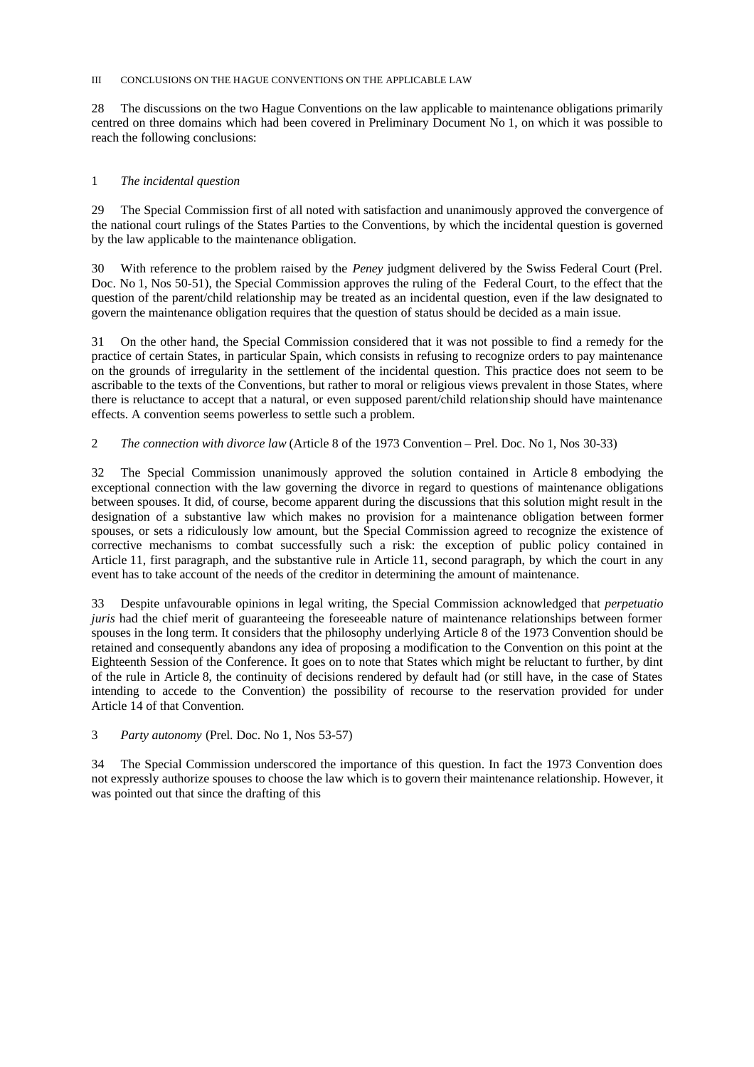## III CONCLUSIONS ON THE HAGUE CONVENTIONS ON THE APPLICABLE LAW

28 The discussions on the two Hague Conventions on the law applicable to maintenance obligations primarily centred on three domains which had been covered in Preliminary Document No 1, on which it was possible to reach the following conclusions:

### 1 *The incidental question*

29 The Special Commission first of all noted with satisfaction and unanimously approved the convergence of the national court rulings of the States Parties to the Conventions, by which the incidental question is governed by the law applicable to the maintenance obligation.

30 With reference to the problem raised by the *Peney* judgment delivered by the Swiss Federal Court (Prel. Doc. No 1, Nos 50-51), the Special Commission approves the ruling of the Federal Court, to the effect that the question of the parent/child relationship may be treated as an incidental question, even if the law designated to govern the maintenance obligation requires that the question of status should be decided as a main issue.

31 On the other hand, the Special Commission considered that it was not possible to find a remedy for the practice of certain States, in particular Spain, which consists in refusing to recognize orders to pay maintenance on the grounds of irregularity in the settlement of the incidental question. This practice does not seem to be ascribable to the texts of the Conventions, but rather to moral or religious views prevalent in those States, where there is reluctance to accept that a natural, or even supposed parent/child relationship should have maintenance effects. A convention seems powerless to settle such a problem.

### 2 *The connection with divorce law* (Article 8 of the 1973 Convention – Prel. Doc. No 1, Nos 30-33)

32 The Special Commission unanimously approved the solution contained in Article 8 embodying the exceptional connection with the law governing the divorce in regard to questions of maintenance obligations between spouses. It did, of course, become apparent during the discussions that this solution might result in the designation of a substantive law which makes no provision for a maintenance obligation between former spouses, or sets a ridiculously low amount, but the Special Commission agreed to recognize the existence of corrective mechanisms to combat successfully such a risk: the exception of public policy contained in Article 11, first paragraph, and the substantive rule in Article 11, second paragraph, by which the court in any event has to take account of the needs of the creditor in determining the amount of maintenance.

33 Despite unfavourable opinions in legal writing, the Special Commission acknowledged that *perpetuatio juris* had the chief merit of guaranteeing the foreseeable nature of maintenance relationships between former spouses in the long term. It considers that the philosophy underlying Article 8 of the 1973 Convention should be retained and consequently abandons any idea of proposing a modification to the Convention on this point at the Eighteenth Session of the Conference. It goes on to note that States which might be reluctant to further, by dint of the rule in Article 8, the continuity of decisions rendered by default had (or still have, in the case of States intending to accede to the Convention) the possibility of recourse to the reservation provided for under Article 14 of that Convention.

### 3 *Party autonomy* (Prel. Doc. No 1, Nos 53-57)

34 The Special Commission underscored the importance of this question. In fact the 1973 Convention does not expressly authorize spouses to choose the law which is to govern their maintenance relationship. However, it was pointed out that since the drafting of this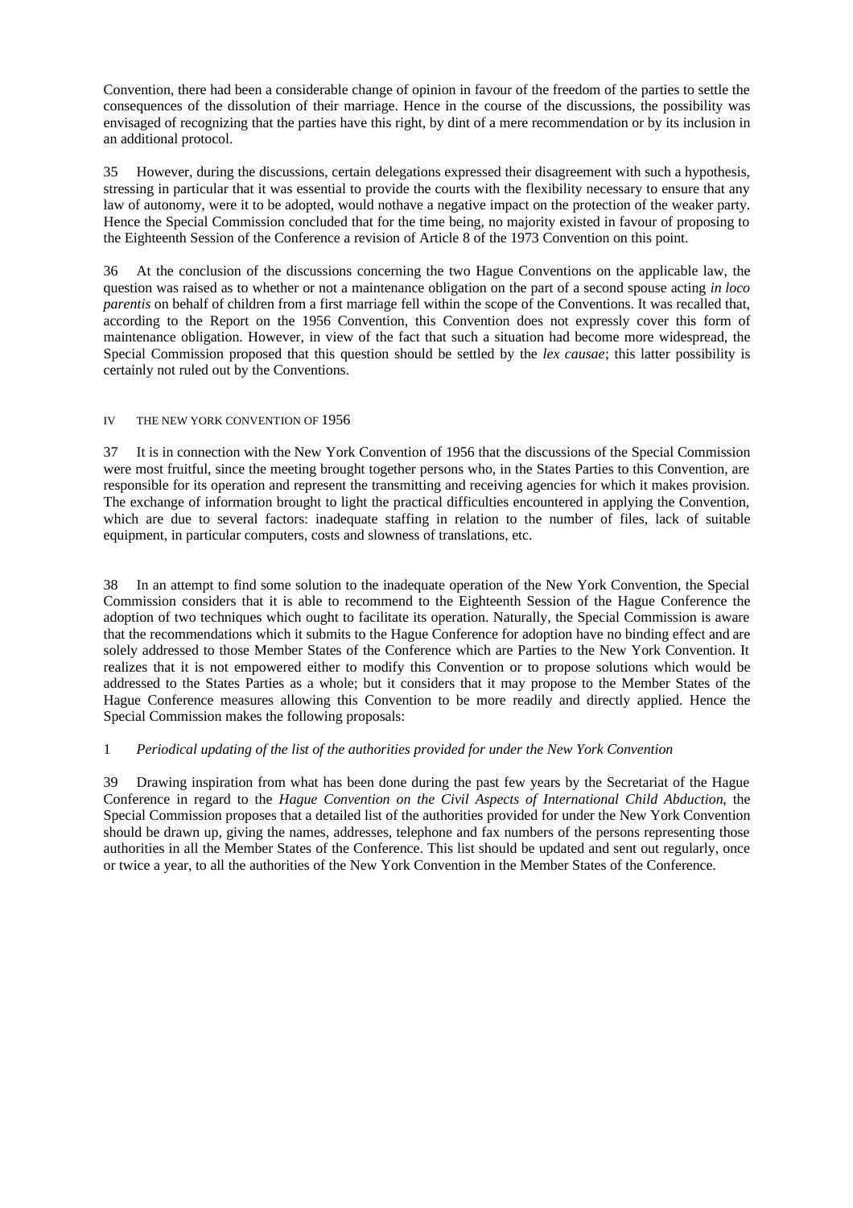Convention, there had been a considerable change of opinion in favour of the freedom of the parties to settle the consequences of the dissolution of their marriage. Hence in the course of the discussions, the possibility was envisaged of recognizing that the parties have this right, by dint of a mere recommendation or by its inclusion in an additional protocol.

35 However, during the discussions, certain delegations expressed their disagreement with such a hypothesis, stressing in particular that it was essential to provide the courts with the flexibility necessary to ensure that any law of autonomy, were it to be adopted, would nothave a negative impact on the protection of the weaker party. Hence the Special Commission concluded that for the time being, no majority existed in favour of proposing to the Eighteenth Session of the Conference a revision of Article 8 of the 1973 Convention on this point.

36 At the conclusion of the discussions concerning the two Hague Conventions on the applicable law, the question was raised as to whether or not a maintenance obligation on the part of a second spouse acting *in loco parentis* on behalf of children from a first marriage fell within the scope of the Conventions. It was recalled that, according to the Report on the 1956 Convention, this Convention does not expressly cover this form of maintenance obligation. However, in view of the fact that such a situation had become more widespread, the Special Commission proposed that this question should be settled by the *lex causae*; this latter possibility is certainly not ruled out by the Conventions.

## IV THE NEW YORK CONVENTION OF 1956

37 It is in connection with the New York Convention of 1956 that the discussions of the Special Commission were most fruitful, since the meeting brought together persons who, in the States Parties to this Convention, are responsible for its operation and represent the transmitting and receiving agencies for which it makes provision. The exchange of information brought to light the practical difficulties encountered in applying the Convention, which are due to several factors: inadequate staffing in relation to the number of files, lack of suitable equipment, in particular computers, costs and slowness of translations, etc.

38 In an attempt to find some solution to the inadequate operation of the New York Convention, the Special Commission considers that it is able to recommend to the Eighteenth Session of the Hague Conference the adoption of two techniques which ought to facilitate its operation. Naturally, the Special Commission is aware that the recommendations which it submits to the Hague Conference for adoption have no binding effect and are solely addressed to those Member States of the Conference which are Parties to the New York Convention. It realizes that it is not empowered either to modify this Convention or to propose solutions which would be addressed to the States Parties as a whole; but it considers that it may propose to the Member States of the Hague Conference measures allowing this Convention to be more readily and directly applied. Hence the Special Commission makes the following proposals:

### 1 *Periodical updating of the list of the authorities provided for under the New York Convention*

39 Drawing inspiration from what has been done during the past few years by the Secretariat of the Hague Conference in regard to the *Hague Convention on the Civil Aspects of International Child Abduction*, the Special Commission proposes that a detailed list of the authorities provided for under the New York Convention should be drawn up, giving the names, addresses, telephone and fax numbers of the persons representing those authorities in all the Member States of the Conference. This list should be updated and sent out regularly, once or twice a year, to all the authorities of the New York Convention in the Member States of the Conference.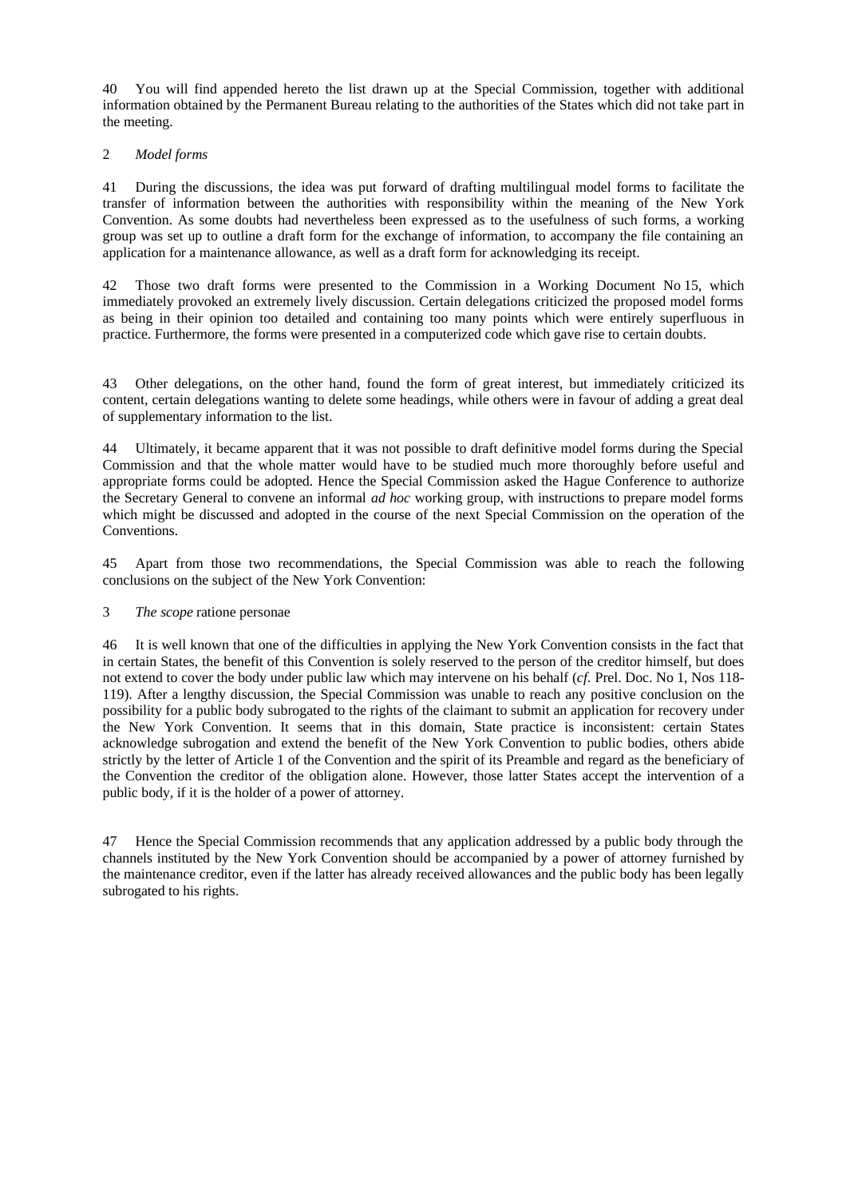40 You will find appended hereto the list drawn up at the Special Commission, together with additional information obtained by the Permanent Bureau relating to the authorities of the States which did not take part in the meeting.

### 2 *Model forms*

41 During the discussions, the idea was put forward of drafting multilingual model forms to facilitate the transfer of information between the authorities with responsibility within the meaning of the New York Convention. As some doubts had nevertheless been expressed as to the usefulness of such forms, a working group was set up to outline a draft form for the exchange of information, to accompany the file containing an application for a maintenance allowance, as well as a draft form for acknowledging its receipt.

42 Those two draft forms were presented to the Commission in a Working Document No 15, which immediately provoked an extremely lively discussion. Certain delegations criticized the proposed model forms as being in their opinion too detailed and containing too many points which were entirely superfluous in practice. Furthermore, the forms were presented in a computerized code which gave rise to certain doubts.

43 Other delegations, on the other hand, found the form of great interest, but immediately criticized its content, certain delegations wanting to delete some headings, while others were in favour of adding a great deal of supplementary information to the list.

44 Ultimately, it became apparent that it was not possible to draft definitive model forms during the Special Commission and that the whole matter would have to be studied much more thoroughly before useful and appropriate forms could be adopted. Hence the Special Commission asked the Hague Conference to authorize the Secretary General to convene an informal *ad hoc* working group, with instructions to prepare model forms which might be discussed and adopted in the course of the next Special Commission on the operation of the Conventions.

45 Apart from those two recommendations, the Special Commission was able to reach the following conclusions on the subject of the New York Convention:

### 3 *The scope* ratione personae

46 It is well known that one of the difficulties in applying the New York Convention consists in the fact that in certain States, the benefit of this Convention is solely reserved to the person of the creditor himself, but does not extend to cover the body under public law which may intervene on his behalf (*cf.* Prel. Doc. No 1, Nos 118-119). After a lengthy discussion, the Special Commission was unable to reach any positive conclusion on the possibility for a public body subrogated to the rights of the claimant to submit an application for recovery under the New York Convention. It seems that in this domain, State practice is inconsistent: certain States acknowledge subrogation and extend the benefit of the New York Convention to public bodies, others abide strictly by the letter of Article 1 of the Convention and the spirit of its Preamble and regard as the beneficiary of the Convention the creditor of the obligation alone. However, those latter States accept the intervention of a public body, if it is the holder of a power of attorney.

47 Hence the Special Commission recommends that any application addressed by a public body through the channels instituted by the New York Convention should be accompanied by a power of attorney furnished by the maintenance creditor, even if the latter has already received allowances and the public body has been legally subrogated to his rights.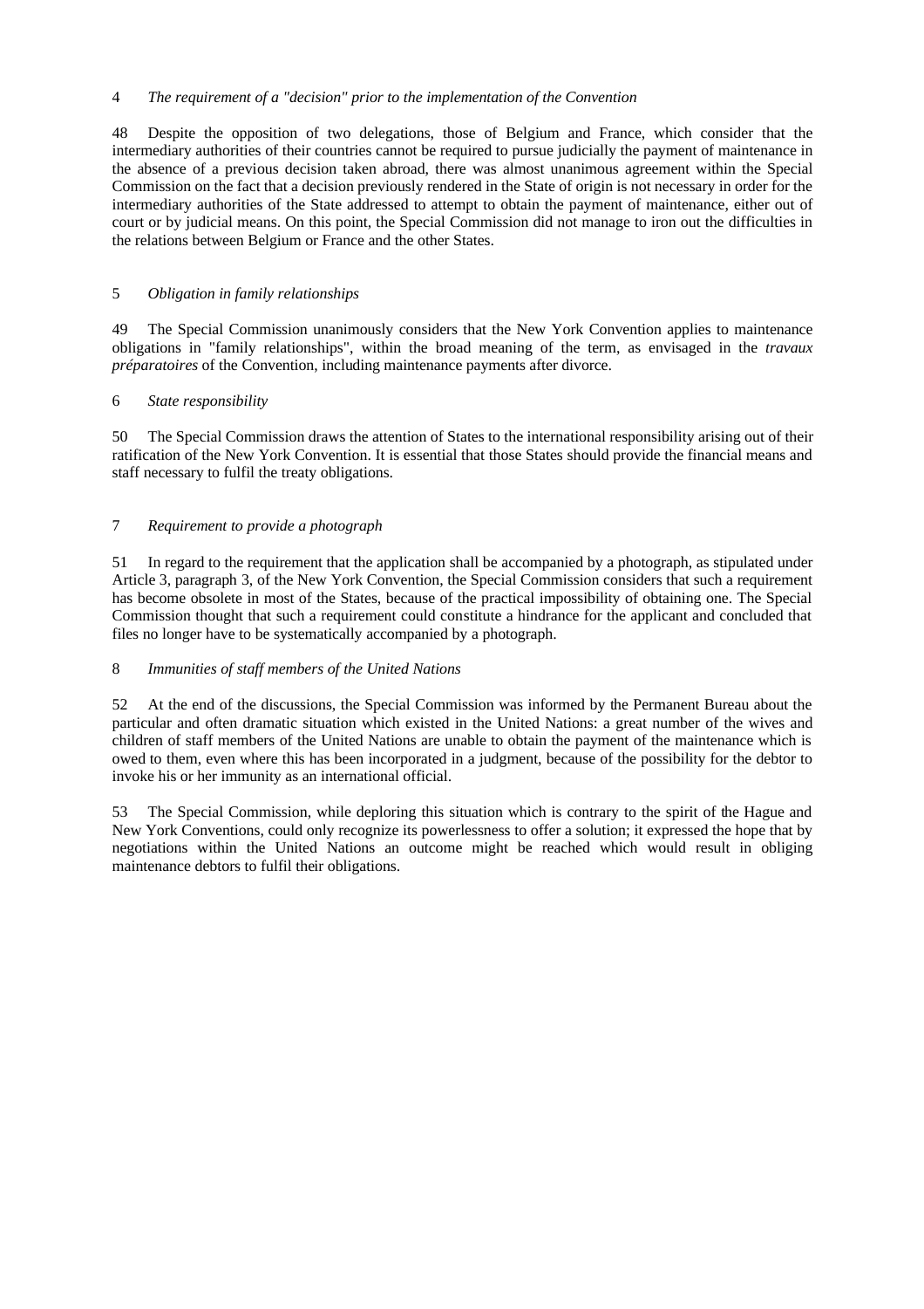### 4 *The requirement of a "decision" prior to the implementation of the Convention*

48 Despite the opposition of two delegations, those of Belgium and France, which consider that the intermediary authorities of their countries cannot be required to pursue judicially the payment of maintenance in the absence of a previous decision taken abroad, there was almost unanimous agreement within the Special Commission on the fact that a decision previously rendered in the State of origin is not necessary in order for the intermediary authorities of the State addressed to attempt to obtain the payment of maintenance, either out of court or by judicial means. On this point, the Special Commission did not manage to iron out the difficulties in the relations between Belgium or France and the other States.

### 5 *Obligation in family relationships*

49 The Special Commission unanimously considers that the New York Convention applies to maintenance obligations in "family relationships", within the broad meaning of the term, as envisaged in the *travaux préparatoires* of the Convention, including maintenance payments after divorce.

### 6 *State responsibility*

50 The Special Commission draws the attention of States to the international responsibility arising out of their ratification of the New York Convention. It is essential that those States should provide the financial means and staff necessary to fulfil the treaty obligations.

### 7 *Requirement to provide a photograph*

51 In regard to the requirement that the application shall be accompanied by a photograph, as stipulated under Article 3, paragraph 3, of the New York Convention, the Special Commission considers that such a requirement has become obsolete in most of the States, because of the practical impossibility of obtaining one. The Special Commission thought that such a requirement could constitute a hindrance for the applicant and concluded that files no longer have to be systematically accompanied by a photograph.

### 8 *Immunities of staff members of the United Nations*

52 At the end of the discussions, the Special Commission was informed by the Permanent Bureau about the particular and often dramatic situation which existed in the United Nations: a great number of the wives and children of staff members of the United Nations are unable to obtain the payment of the maintenance which is owed to them, even where this has been incorporated in a judgment, because of the possibility for the debtor to invoke his or her immunity as an international official.

53 The Special Commission, while deploring this situation which is contrary to the spirit of the Hague and New York Conventions, could only recognize its powerlessness to offer a solution; it expressed the hope that by negotiations within the United Nations an outcome might be reached which would result in obliging maintenance debtors to fulfil their obligations.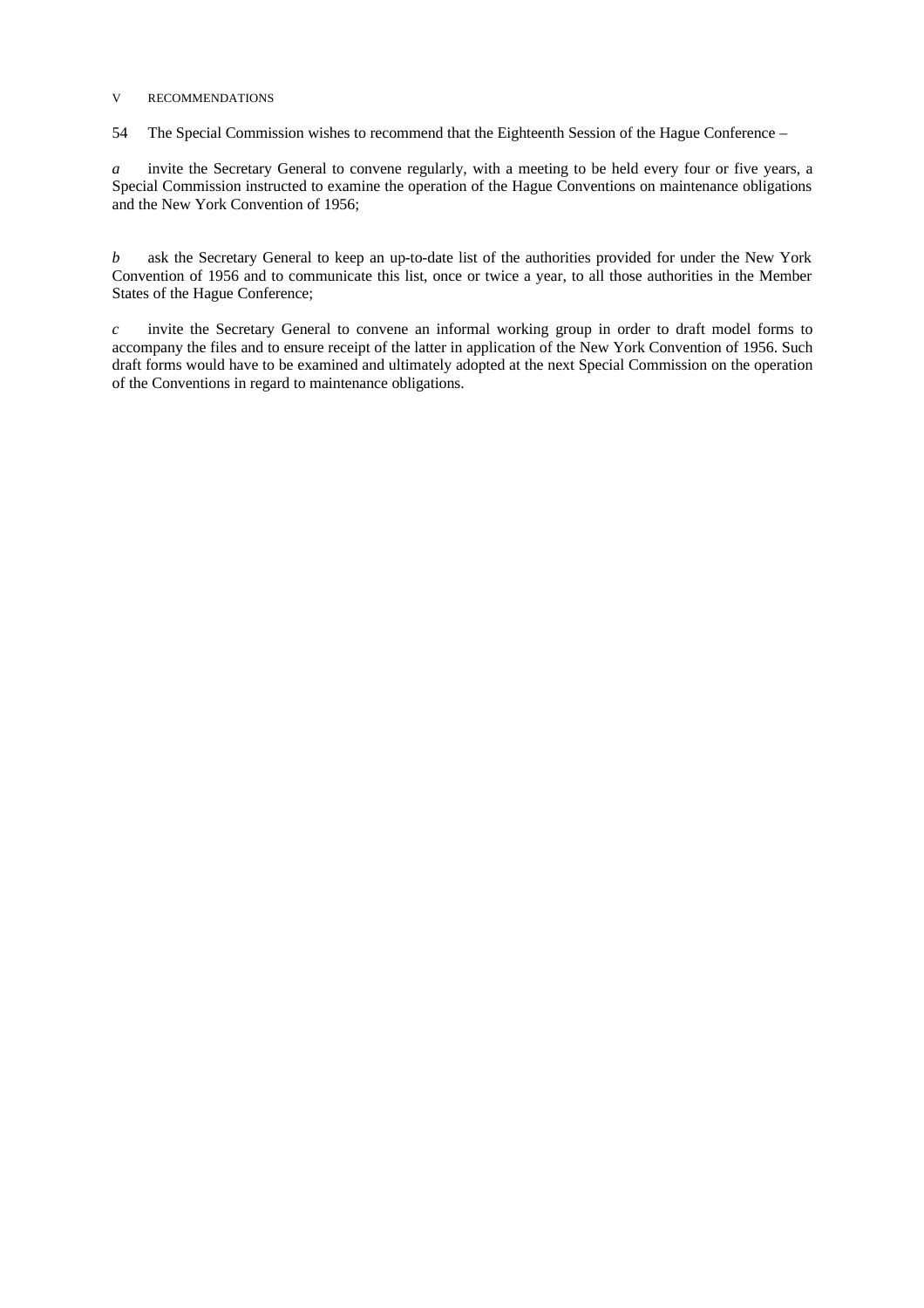## V RECOMMENDATIONS

54 The Special Commission wishes to recommend that the Eighteenth Session of the Hague Conference –

*a* invite the Secretary General to convene regularly, with a meeting to be held every four or five years, a Special Commission instructed to examine the operation of the Hague Conventions on maintenance obligations and the New York Convention of 1956;

*b* ask the Secretary General to keep an up-to-date list of the authorities provided for under the New York Convention of 1956 and to communicate this list, once or twice a year, to all those authorities in the Member States of the Hague Conference;

*c* invite the Secretary General to convene an informal working group in order to draft model forms to accompany the files and to ensure receipt of the latter in application of the New York Convention of 1956. Such draft forms would have to be examined and ultimately adopted at the next Special Commission on the operation of the Conventions in regard to maintenance obligations.